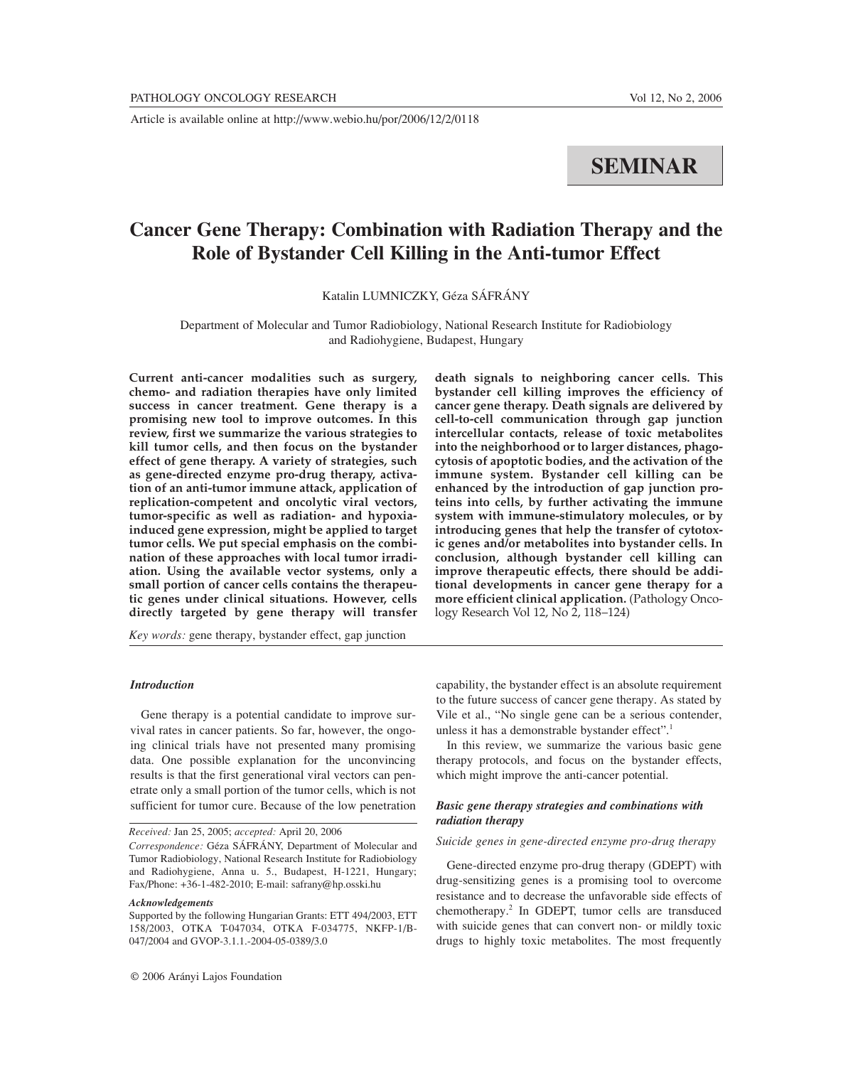Article is available online at http://www.webio.hu/por/2006/12/2/0118

**SEMINAR**

# Cancer Gene Therapy: Combination with Radiation Therapy and the Role of Bystander Cell Killing in the Anti-tumor Effect

Katalin LUMNICZKY, Géza SÁFRÁNY

Department of Molecular and Tumor Radiobiology, National Research Institute for Radiobiology and Radiohygiene, Budapest, Hungary

**Current anti-cancer modalities such as surgery, chemo- and radiation therapies have only limited success in cancer treatment. Gene therapy is a promising new tool to improve outcomes. In this review, first we summarize the various strategies to kill tumor cells, and then focus on the bystander effect of gene therapy. A variety of strategies, such as gene-directed enzyme pro-drug therapy, activation of an anti-tumor immune attack, application of replication-competent and oncolytic viral vectors, tumor-specific as well as radiation- and hypoxia-induced gene expression, might be applied to target tumor cells. We put special emphasis on the combination of these approaches with local tumor irradiation. Using the available vector systems, only a small portion of cancer cells contains the therapeutic genes under clinical situations. However, cells directly targeted by gene therapy will transfer death signals to neighboring cancer cells. This bystander cell killing improves the efficiency of cancer gene therapy. Death signals are delivered by cell-to-cell communication through gap junction intercellular contacts, release of toxic metabolites into the neighborhood or to larger distances, phagocytosis of apoptotic bodies, and the activation of the immune system. Bystander cell killing can be enhanced by the introduction of gap junction proteins into cells, by further activating the immune system with immune-stimulatory molecules, or by introducing genes that help the transfer of cytotoxic genes and/or metabolites into bystander cells. In conclusion, although bystander cell killing can improve therapeutic effects, there should be additional developments in cancer gene therapy for a more efficient clinical application.** (Pathology Oncology Research Vol 12, No 2, 118–124)

*Key words:* gene therapy, bystander effect, gap junction

### *Introduction*

Gene therapy is a potential candidate to improve survival rates in cancer patients. So far, however, the ongoing clinical trials have not presented many promising data. One possible explanation for the unconvincing results is that the first generational viral vectors can penetrate only a small portion of the tumor cells, which is not sufficient for tumor cure. Because of the low penetration capability, the bystander effect is an absolute requirement to the future success of cancer gene therapy. As stated by Vile et al., "No single gene can be a serious contender, unless it has a demonstrable bystander effect".[1]

In this review, we summarize the various basic gene therapy protocols, and focus on the bystander effects, which might improve the anti-cancer potential.

### *Basic gene therapy strategies and combinations with radiation therapy*

*Suicide genes in gene-directed enzyme pro-drug therapy*

Gene-directed enzyme pro-drug therapy (GDEPT) with drug-sensitizing genes is a promising tool to overcome resistance and to decrease the unfavorable side effects of chemotherapy.[2] In GDEPT, tumor cells are transduced with suicide genes that can convert non- or mildly toxic drugs to highly toxic metabolites. The most frequently

*Received:* Jan 25, 2005; *accepted:* April 20, 2006

*Correspondence:* Géza SÁFRÁNY, Department of Molecular and Tumor Radiobiology, National Research Institute for Radiobiology and Radiohygiene, Anna u. 5., Budapest, H-1221, Hungary; Fax/Phone: +36-1-482-2010; E-mail: safrany@hp.osski.hu

***Acknowledgements***

Supported by the following Hungarian Grants: ETT 494/2003, ETT 158/2003, OTKA T-047034, OTKA F-034775, NKFP-1/B-047/2004 and GVOP-3.1.1.-2004-05-0389/3.0

© 2006 Arányi Lajos Foundation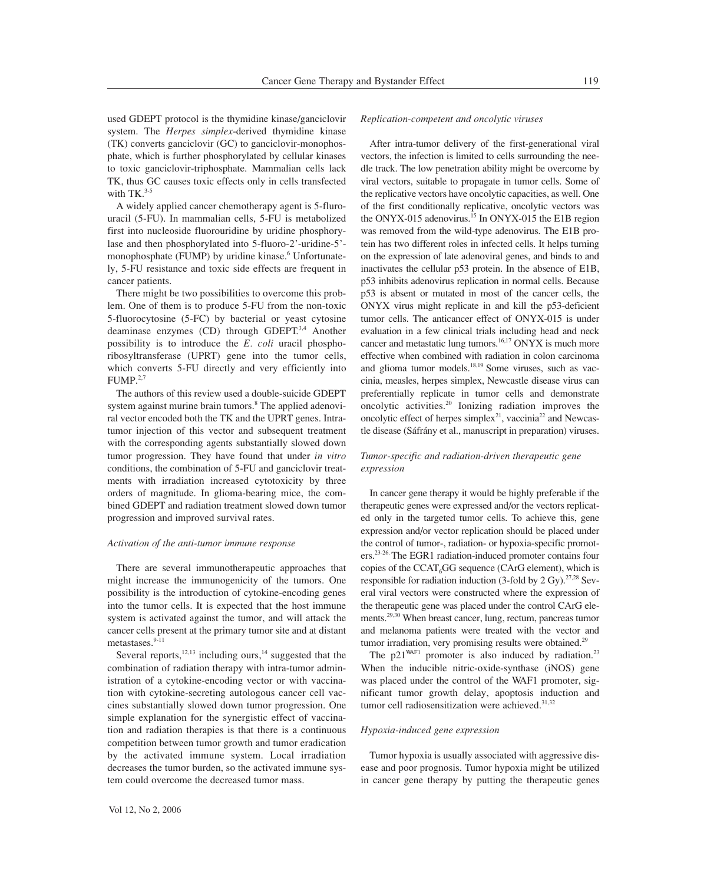used GDEPT protocol is the thymidine kinase/ganciclovir system. The *Herpes simplex*-derived thymidine kinase (TK) converts ganciclovir (GC) to ganciclovir-monophosphate, which is further phosphorylated by cellular kinases to toxic ganciclovir-triphosphate. Mammalian cells lack TK, thus GC causes toxic effects only in cells transfected with TK.[3-5]

A widely applied cancer chemotherapy agent is 5-flurouracil (5-FU). In mammalian cells, 5-FU is metabolized first into nucleoside fluorouridine by uridine phosphorylase and then phosphorylated into 5-fluoro-2'-uridine-5'-monophosphate (FUMP) by uridine kinase.[6] Unfortunately, 5-FU resistance and toxic side effects are frequent in cancer patients.

There might be two possibilities to overcome this problem. One of them is to produce 5-FU from the non-toxic 5-fluorocytosine (5-FC) by bacterial or yeast cytosine deaminase enzymes (CD) through GDEPT.[3,4] Another possibility is to introduce the *E. coli* uracil phosphoribosyltransferase (UPRT) gene into the tumor cells, which converts 5-FU directly and very efficiently into FUMP.[2,7]

The authors of this review used a double-suicide GDEPT system against murine brain tumors.[8] The applied adenoviral vector encoded both the TK and the UPRT genes. Intratumor injection of this vector and subsequent treatment with the corresponding agents substantially slowed down tumor progression. They have found that under *in vitro* conditions, the combination of 5-FU and ganciclovir treatments with irradiation increased cytotoxicity by three orders of magnitude. In glioma-bearing mice, the combined GDEPT and radiation treatment slowed down tumor progression and improved survival rates.

### *Activation of the anti-tumor immune response*

There are several immunotherapeutic approaches that might increase the immunogenicity of the tumors. One possibility is the introduction of cytokine-encoding genes into the tumor cells. It is expected that the host immune system is activated against the tumor, and will attack the cancer cells present at the primary tumor site and at distant metastases.[9-11]

Several reports,[12,13] including ours,[14] suggested that the combination of radiation therapy with intra-tumor administration of a cytokine-encoding vector or with vaccination with cytokine-secreting autologous cancer cell vaccines substantially slowed down tumor progression. One simple explanation for the synergistic effect of vaccination and radiation therapies is that there is a continuous competition between tumor growth and tumor eradication by the activated immune system. Local irradiation decreases the tumor burden, so the activated immune system could overcome the decreased tumor mass.

### *Replication-competent and oncolytic viruses*

After intra-tumor delivery of the first-generational viral vectors, the infection is limited to cells surrounding the needle track. The low penetration ability might be overcome by viral vectors, suitable to propagate in tumor cells. Some of the replicative vectors have oncolytic capacities, as well. One of the first conditionally replicative, oncolytic vectors was the ONYX-015 adenovirus.[15] In ONYX-015 the E1B region was removed from the wild-type adenovirus. The E1B protein has two different roles in infected cells. It helps turning on the expression of late adenoviral genes, and binds to and inactivates the cellular p53 protein. In the absence of E1B, p53 inhibits adenovirus replication in normal cells. Because p53 is absent or mutated in most of the cancer cells, the ONYX virus might replicate in and kill the p53-deficient tumor cells. The anticancer effect of ONYX-015 is under evaluation in a few clinical trials including head and neck cancer and metastatic lung tumors.[16,17] ONYX is much more effective when combined with radiation in colon carcinoma and glioma tumor models.[18,19] Some viruses, such as vaccinia, measles, herpes simplex, Newcastle disease virus can preferentially replicate in tumor cells and demonstrate oncolytic activities.[20] Ionizing radiation improves the oncolytic effect of herpes simplex[21], vaccinia[22] and Newcastle disease (Sáfrány et al., manuscript in preparation) viruses.

### *Tumor-specific and radiation-driven therapeutic gene expression*

In cancer gene therapy it would be highly preferable if the therapeutic genes were expressed and/or the vectors replicated only in the targeted tumor cells. To achieve this, gene expression and/or vector replication should be placed under the control of tumor-, radiation- or hypoxia-specific promoters.[23-26] The EGR1 radiation-induced promoter contains four copies of the $CCAT_6GG$ sequence (CArG element), which is responsible for radiation induction (3-fold by 2 Gy).[27,28] Several viral vectors were constructed where the expression of the therapeutic gene was placed under the control CArG elements.[29,30] When breast cancer, lung, rectum, pancreas tumor and melanoma patients were treated with the vector and tumor irradiation, very promising results were obtained.[29]

The $p21^{WAF1}$ promoter is also induced by radiation.[23] When the inducible nitric-oxide-synthase (iNOS) gene was placed under the control of the WAF1 promoter, significant tumor growth delay, apoptosis induction and tumor cell radiosensitization were achieved.[31,32]

### *Hypoxia-induced gene expression*

Tumor hypoxia is usually associated with aggressive disease and poor prognosis. Tumor hypoxia might be utilized in cancer gene therapy by putting the therapeutic genes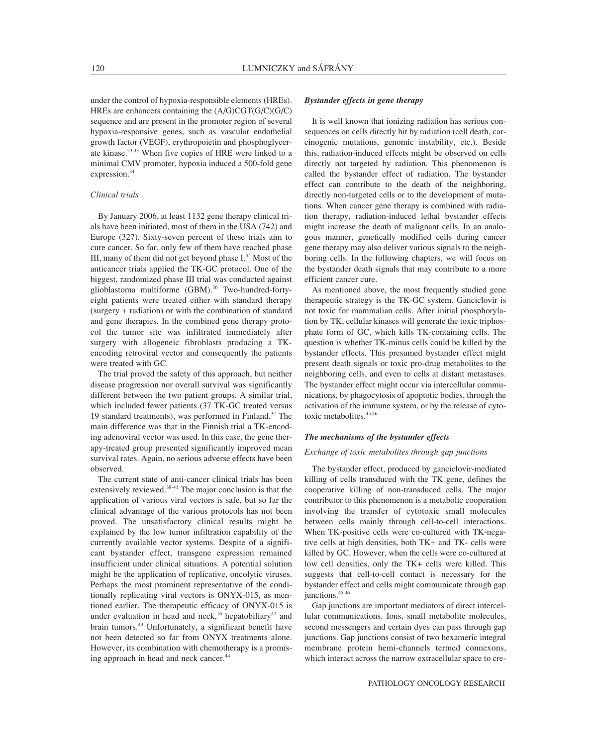under the control of hypoxia-responsible elements (HREs). HREs are enhancers containing the (A/G)CGT(G/C)(G/C) sequence and are present in the promoter region of several hypoxia-responsive genes, such as vascular endothelial growth factor (VEGF), erythropoietin and phosphoglycerate kinase.[23,33] When five copies of HRE were linked to a minimal CMV promoter, hypoxia induced a 500-fold gene expression.[34]

*Clinical trials*

By January 2006, at least 1132 gene therapy clinical trials have been initiated, most of them in the USA (742) and Europe (327). Sixty-seven percent of these trials aim to cure cancer. So far, only few of them have reached phase III, many of them did not get beyond phase I.[35] Most of the anticancer trials applied the TK-GC protocol. One of the biggest, randomized phase III trial was conducted against glioblastoma multiforme (GBM).[36] Two-hundred-forty-eight patients were treated either with standard therapy (surgery + radiation) or with the combination of standard and gene therapies. In the combined gene therapy protocol the tumor site was infiltrated immediately after surgery with allogeneic fibroblasts producing a TK-encoding retroviral vector and consequently the patients were treated with GC.

The trial proved the safety of this approach, but neither disease progression nor overall survival was significantly different between the two patient groups. A similar trial, which included fewer patients (37 TK-GC treated versus 19 standard treatments), was performed in Finland.[37] The main difference was that in the Finnish trial a TK-encoding adenoviral vector was used. In this case, the gene therapy-treated group presented significantly improved mean survival rates. Again, no serious adverse effects have been observed.

The current state of anti-cancer clinical trials has been extensively reviewed.[38-41] The major conclusion is that the application of various viral vectors is safe, but so far the clinical advantage of the various protocols has not been proved. The unsatisfactory clinical results might be explained by the low tumor infiltration capability of the currently available vector systems. Despite of a significant bystander effect, transgene expression remained insufficient under clinical situations. A potential solution might be the application of replicative, oncolytic viruses. Perhaps the most prominent representative of the conditionally replicating viral vectors is ONYX-015, as mentioned earlier. The therapeutic efficacy of ONYX-015 is under evaluation in head and neck,[16] hepatobiliary[42] and brain tumors.[43] Unfortunately, a significant benefit have not been detected so far from ONYX treatments alone. However, its combination with chemotherapy is a promising approach in head and neck cancer.[44]

### *Bystander effects in gene therapy*

It is well known that ionizing radiation has serious consequences on cells directly hit by radiation (cell death, carcinogenic mutations, genomic instability, etc.). Beside this, radiation-induced effects might be observed on cells directly not targeted by radiation. This phenomenon is called the bystander effect of radiation. The bystander effect can contribute to the death of the neighboring, directly non-targeted cells or to the development of mutations. When cancer gene therapy is combined with radiation therapy, radiation-induced lethal bystander effects might increase the death of malignant cells. In an analogous manner, genetically modified cells during cancer gene therapy may also deliver various signals to the neighboring cells. In the following chapters, we will focus on the bystander death signals that may contribute to a more efficient cancer cure.

As mentioned above, the most frequently studied gene therapeutic strategy is the TK-GC system. Ganciclovir is not toxic for mammalian cells. After initial phosphorylation by TK, cellular kinases will generate the toxic triphosphate form of GC, which kills TK-containing cells. The question is whether TK-minus cells could be killed by the bystander effects. This presumed bystander effect might present death signals or toxic pro-drug metabolites to the neighboring cells, and even to cells at distant metastases. The bystander effect might occur via intercellular communications, by phagocytosis of apoptotic bodies, through the activation of the immune system, or by the release of cytotoxic metabolites.[45,46]

### *The mechanisms of the bystander effects*

*Exchange of toxic metabolites through gap junctions*

The bystander effect, produced by ganciclovir-mediated killing of cells transduced with the TK gene, defines the cooperative killing of non-transduced cells. The major contributor to this phenomenon is a metabolic cooperation involving the transfer of cytotoxic small molecules between cells mainly through cell-to-cell interactions. When TK-positive cells were co-cultured with TK-negative cells at high densities, both TK+ and TK- cells were killed by GC. However, when the cells were co-cultured at low cell densities, only the TK+ cells were killed. This suggests that cell-to-cell contact is necessary for the bystander effect and cells might communicate through gap junctions.[45,46]

Gap junctions are important mediators of direct intercellular communications. Ions, small metabolite molecules, second messengers and certain dyes can pass through gap junctions. Gap junctions consist of two hexameric integral membrane protein hemi-channels termed connexons, which interact across the narrow extracellular space to cre-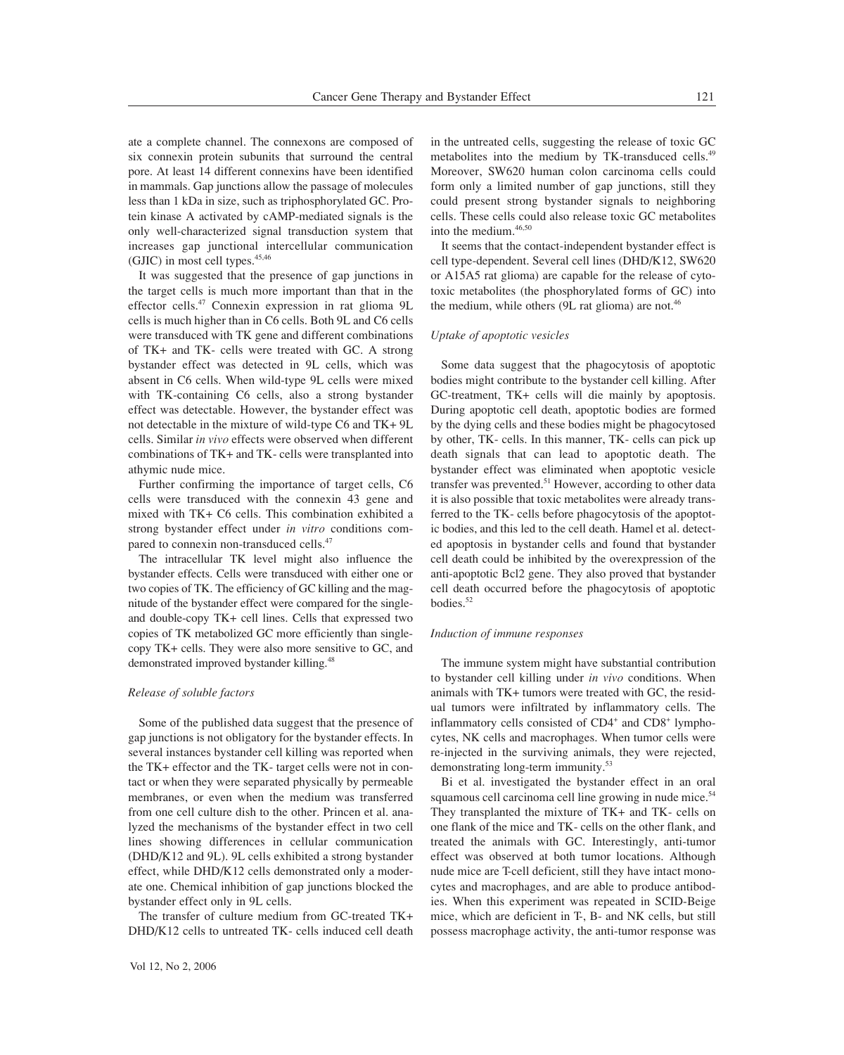ate a complete channel. The connexons are composed of six connexin protein subunits that surround the central pore. At least 14 different connexins have been identified in mammals. Gap junctions allow the passage of molecules less than 1 kDa in size, such as triphosphorylated GC. Protein kinase A activated by cAMP-mediated signals is the only well-characterized signal transduction system that increases gap junctional intercellular communication (GJIC) in most cell types.[45,46]

It was suggested that the presence of gap junctions in the target cells is much more important than that in the effector cells.[47] Connexin expression in rat glioma 9L cells is much higher than in C6 cells. Both 9L and C6 cells were transduced with TK gene and different combinations of TK+ and TK- cells were treated with GC. A strong bystander effect was detected in 9L cells, which was absent in C6 cells. When wild-type 9L cells were mixed with TK-containing C6 cells, also a strong bystander effect was detectable. However, the bystander effect was not detectable in the mixture of wild-type C6 and TK+ 9L cells. Similar *in vivo* effects were observed when different combinations of TK+ and TK- cells were transplanted into athymic nude mice.

Further confirming the importance of target cells, C6 cells were transduced with the connexin 43 gene and mixed with TK+ C6 cells. This combination exhibited a strong bystander effect under *in vitro* conditions compared to connexin non-transduced cells.[47]

The intracellular TK level might also influence the bystander effects. Cells were transduced with either one or two copies of TK. The efficiency of GC killing and the magnitude of the bystander effect were compared for the single- and double-copy TK+ cell lines. Cells that expressed two copies of TK metabolized GC more efficiently than single-copy TK+ cells. They were also more sensitive to GC, and demonstrated improved bystander killing.[48]

*Release of soluble factors*

Some of the published data suggest that the presence of gap junctions is not obligatory for the bystander effects. In several instances bystander cell killing was reported when the TK+ effector and the TK- target cells were not in contact or when they were separated physically by permeable membranes, or even when the medium was transferred from one cell culture dish to the other. Princen et al. analyzed the mechanisms of the bystander effect in two cell lines showing differences in cellular communication (DHD/K12 and 9L). 9L cells exhibited a strong bystander effect, while DHD/K12 cells demonstrated only a moderate one. Chemical inhibition of gap junctions blocked the bystander effect only in 9L cells.

The transfer of culture medium from GC-treated TK+ DHD/K12 cells to untreated TK- cells induced cell death in the untreated cells, suggesting the release of toxic GC metabolites into the medium by TK-transduced cells.[49] Moreover, SW620 human colon carcinoma cells could form only a limited number of gap junctions, still they could present strong bystander signals to neighboring cells. These cells could also release toxic GC metabolites into the medium.[46,50]

It seems that the contact-independent bystander effect is cell type-dependent. Several cell lines (DHD/K12, SW620 or A15A5 rat glioma) are capable for the release of cytotoxic metabolites (the phosphorylated forms of GC) into the medium, while others (9L rat glioma) are not.[46]

*Uptake of apoptotic vesicles*

Some data suggest that the phagocytosis of apoptotic bodies might contribute to the bystander cell killing. After GC-treatment, TK+ cells will die mainly by apoptosis. During apoptotic cell death, apoptotic bodies are formed by the dying cells and these bodies might be phagocytosed by other, TK- cells. In this manner, TK- cells can pick up death signals that can lead to apoptotic death. The bystander effect was eliminated when apoptotic vesicle transfer was prevented.[51] However, according to other data it is also possible that toxic metabolites were already transferred to the TK- cells before phagocytosis of the apoptotic bodies, and this led to the cell death. Hamel et al. detected apoptosis in bystander cells and found that bystander cell death could be inhibited by the overexpression of the anti-apoptotic Bcl2 gene. They also proved that bystander cell death occurred before the phagocytosis of apoptotic bodies.[52]

*Induction of immune responses*

The immune system might have substantial contribution to bystander cell killing under *in vivo* conditions. When animals with TK+ tumors were treated with GC, the residual tumors were infiltrated by inflammatory cells. The inflammatory cells consisted of $CD4^+$ and $CD8^+$ lymphocytes, NK cells and macrophages. When tumor cells were re-injected in the surviving animals, they were rejected, demonstrating long-term immunity.[53]

Bi et al. investigated the bystander effect in an oral squamous cell carcinoma cell line growing in nude mice.[54] They transplanted the mixture of TK+ and TK- cells on one flank of the mice and TK- cells on the other flank, and treated the animals with GC. Interestingly, anti-tumor effect was observed at both tumor locations. Although nude mice are T-cell deficient, still they have intact monocytes and macrophages, and are able to produce antibodies. When this experiment was repeated in SCID-Beige mice, which are deficient in T-, B- and NK cells, but still possess macrophage activity, the anti-tumor response was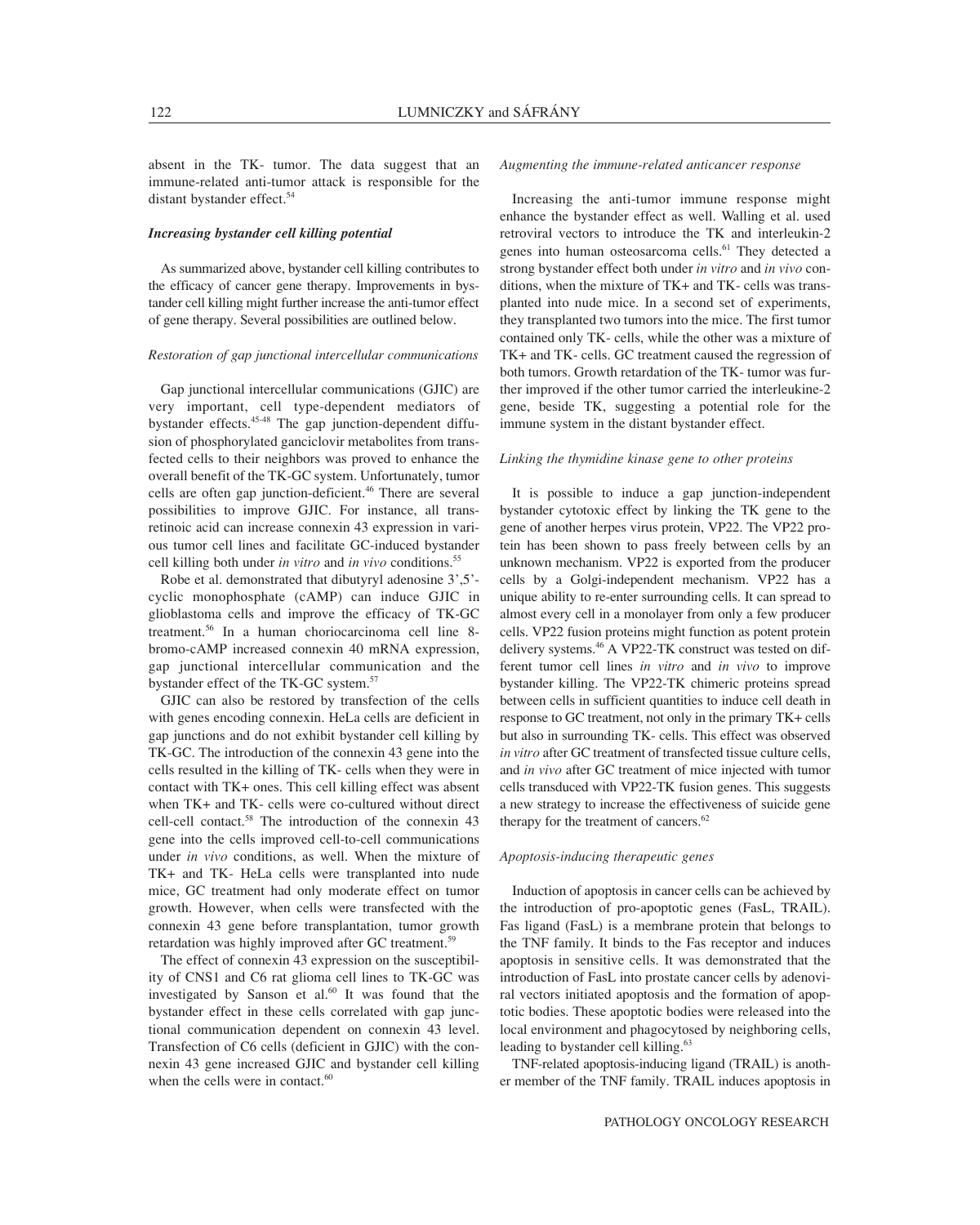absent in the TK- tumor. The data suggest that an immune-related anti-tumor attack is responsible for the distant bystander effect.[54]

### *Increasing bystander cell killing potential*

As summarized above, bystander cell killing contributes to the efficacy of cancer gene therapy. Improvements in bystander cell killing might further increase the anti-tumor effect of gene therapy. Several possibilities are outlined below.

#### *Restoration of gap junctional intercellular communications*

Gap junctional intercellular communications (GJIC) are very important, cell type-dependent mediators of bystander effects.[45-48] The gap junction-dependent diffusion of phosphorylated ganciclovir metabolites from transfected cells to their neighbors was proved to enhance the overall benefit of the TK-GC system. Unfortunately, tumor cells are often gap junction-deficient.[46] There are several possibilities to improve GJIC. For instance, all trans-retinoic acid can increase connexin 43 expression in various tumor cell lines and facilitate GC-induced bystander cell killing both under *in vitro* and *in vivo* conditions.[55]

Robe et al. demonstrated that dibutyryl adenosine 3',5'-cyclic monophosphate (cAMP) can induce GJIC in glioblastoma cells and improve the efficacy of TK-GC treatment.[56] In a human choriocarcinoma cell line 8-bromo-cAMP increased connexin 40 mRNA expression, gap junctional intercellular communication and the bystander effect of the TK-GC system.[57]

GJIC can also be restored by transfection of the cells with genes encoding connexin. HeLa cells are deficient in gap junctions and do not exhibit bystander cell killing by TK-GC. The introduction of the connexin 43 gene into the cells resulted in the killing of TK- cells when they were in contact with TK+ ones. This cell killing effect was absent when TK+ and TK- cells were co-cultured without direct cell-cell contact.[58] The introduction of the connexin 43 gene into the cells improved cell-to-cell communications under *in vivo* conditions, as well. When the mixture of TK+ and TK- HeLa cells were transplanted into nude mice, GC treatment had only moderate effect on tumor growth. However, when cells were transfected with the connexin 43 gene before transplantation, tumor growth retardation was highly improved after GC treatment.[59]

The effect of connexin 43 expression on the susceptibility of CNS1 and C6 rat glioma cell lines to TK-GC was investigated by Sanson et al.[60] It was found that the bystander effect in these cells correlated with gap junctional communication dependent on connexin 43 level. Transfection of C6 cells (deficient in GJIC) with the connexin 43 gene increased GJIC and bystander cell killing when the cells were in contact.[60]

#### *Augmenting the immune-related anticancer response*

Increasing the anti-tumor immune response might enhance the bystander effect as well. Walling et al. used retroviral vectors to introduce the TK and interleukin-2 genes into human osteosarcoma cells.[61] They detected a strong bystander effect both under *in vitro* and *in vivo* conditions, when the mixture of TK+ and TK- cells was transplanted into nude mice. In a second set of experiments, they transplanted two tumors into the mice. The first tumor contained only TK- cells, while the other was a mixture of TK+ and TK- cells. GC treatment caused the regression of both tumors. Growth retardation of the TK- tumor was further improved if the other tumor carried the interleukine-2 gene, beside TK, suggesting a potential role for the immune system in the distant bystander effect.

#### *Linking the thymidine kinase gene to other proteins*

It is possible to induce a gap junction-independent bystander cytotoxic effect by linking the TK gene to the gene of another herpes virus protein, VP22. The VP22 protein has been shown to pass freely between cells by an unknown mechanism. VP22 is exported from the producer cells by a Golgi-independent mechanism. VP22 has a unique ability to re-enter surrounding cells. It can spread to almost every cell in a monolayer from only a few producer cells. VP22 fusion proteins might function as potent protein delivery systems.[46] A VP22-TK construct was tested on different tumor cell lines *in vitro* and *in vivo* to improve bystander killing. The VP22-TK chimeric proteins spread between cells in sufficient quantities to induce cell death in response to GC treatment, not only in the primary TK+ cells but also in surrounding TK- cells. This effect was observed *in vitro* after GC treatment of transfected tissue culture cells, and *in vivo* after GC treatment of mice injected with tumor cells transduced with VP22-TK fusion genes. This suggests a new strategy to increase the effectiveness of suicide gene therapy for the treatment of cancers.[62]

#### *Apoptosis-inducing therapeutic genes*

Induction of apoptosis in cancer cells can be achieved by the introduction of pro-apoptotic genes (FasL, TRAIL). Fas ligand (FasL) is a membrane protein that belongs to the TNF family. It binds to the Fas receptor and induces apoptosis in sensitive cells. It was demonstrated that the introduction of FasL into prostate cancer cells by adenoviral vectors initiated apoptosis and the formation of apoptotic bodies. These apoptotic bodies were released into the local environment and phagocytosed by neighboring cells, leading to bystander cell killing.[63]

TNF-related apoptosis-inducing ligand (TRAIL) is another member of the TNF family. TRAIL induces apoptosis in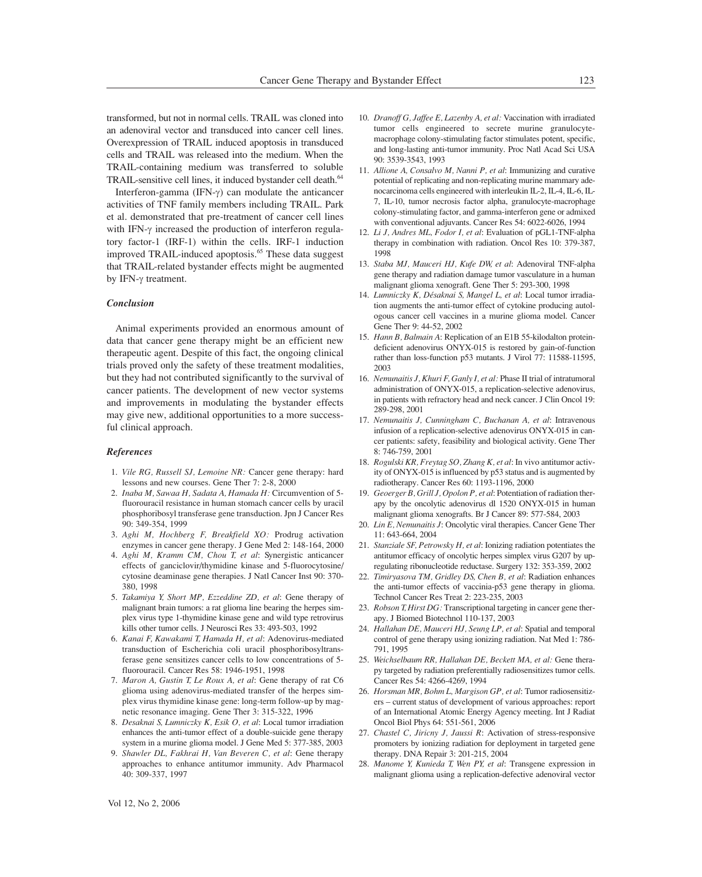transformed, but not in normal cells. TRAIL was cloned into an adenoviral vector and transduced into cancer cell lines. Overexpression of TRAIL induced apoptosis in transduced cells and TRAIL was released into the medium. When the TRAIL-containing medium was transferred to soluble TRAIL-sensitive cell lines, it induced bystander cell death.[64]

Interferon-gamma (IFN-$\gamma$) can modulate the anticancer activities of TNF family members including TRAIL. Park et al. demonstrated that pre-treatment of cancer cell lines with IFN-$\gamma$ increased the production of interferon regulatory factor-1 (IRF-1) within the cells. IRF-1 induction improved TRAIL-induced apoptosis.[65] These data suggest that TRAIL-related bystander effects might be augmented by IFN-$\gamma$ treatment.

### *Conclusion*

Animal experiments provided an enormous amount of data that cancer gene therapy might be an efficient new therapeutic agent. Despite of this fact, the ongoing clinical trials proved only the safety of these treatment modalities, but they had not contributed significantly to the survival of cancer patients. The development of new vector systems and improvements in modulating the bystander effects may give new, additional opportunities to a more successful clinical approach.

### *References*

1. *Vile RG, Russell SJ, Lemoine NR:* Cancer gene therapy: hard lessons and new courses. Gene Ther 7: 2-8, 2000
2. *Inaba M, Sawaa H, Sadata A, Hamada H:* Circumvention of 5-fluorouracil resistance in human stomach cancer cells by uracil phosphoribosyl transferase gene transduction. Jpn J Cancer Res 90: 349-354, 1999
3. *Aghi M, Hochberg F, Breakfield XO:* Prodrug activation enzymes in cancer gene therapy. J Gene Med 2: 148-164, 2000
4. *Aghi M, Kramm CM, Chou T, et al*: Synergistic anticancer effects of ganciclovir/thymidine kinase and 5-fluorocytosine/ cytosine deaminase gene therapies. J Natl Cancer Inst 90: 370-380, 1998
5. *Takamiya Y, Short MP, Ezzeddine ZD, et al*: Gene therapy of malignant brain tumors: a rat glioma line bearing the herpes simplex virus type 1-thymidine kinase gene and wild type retrovirus kills other tumor cells. J Neurosci Res 33: 493-503, 1992
6. *Kanai F, Kawakami T, Hamada H, et al*: Adenovirus-mediated transduction of Escherichia coli uracil phosphoribosyltransferase gene sensitizes cancer cells to low concentrations of 5-fluorouracil. Cancer Res 58: 1946-1951, 1998
7. *Maron A, Gustin T, Le Roux A, et al*: Gene therapy of rat C6 glioma using adenovirus-mediated transfer of the herpes simplex virus thymidine kinase gene: long-term follow-up by magnetic resonance imaging. Gene Ther 3: 315-322, 1996
8. *Desaknai S, Lumniczky K, Esik O, et al*: Local tumour irradiation enhances the anti-tumor effect of a double-suicide gene therapy system in a murine glioma model. J Gene Med 5: 377-385, 2003
9. *Shawler DL, Fakhrai H, Van Beveren C, et al*: Gene therapy approaches to enhance antitumor immunity. Adv Pharmacol 40: 309-337, 1997
10. *Dranoff G, Jaffee E, Lazenby A, et al:* Vaccination with irradiated tumor cells engineered to secrete murine granulocyte-macrophage colony-stimulating factor stimulates potent, specific, and long-lasting anti-tumor immunity. Proc Natl Acad Sci USA 90: 3539-3543, 1993
11. *Allione A, Consalvo M, Nanni P, et al*: Immunizing and curative potential of replicating and non-replicating murine mammary adenocarcinoma cells engineered with interleukin IL-2, IL-4, IL-6, IL-7, IL-10, tumor necrosis factor alpha, granulocyte-macrophage colony-stimulating factor, and gamma-interferon gene or admixed with conventional adjuvants. Cancer Res 54: 6022-6026, 1994
12. *Li J, Andres ML, Fodor I, et al*: Evaluation of pGL1-TNF-alpha therapy in combination with radiation. Oncol Res 10: 379-387, 1998
13. *Staba MJ, Mauceri HJ, Kufe DW, et al*: Adenoviral TNF-alpha gene therapy and radiation damage tumor vasculature in a human malignant glioma xenograft. Gene Ther 5: 293-300, 1998
14. *Lumniczky K, Désaknai S, Mangel L, et al*: Local tumor irradiation augments the anti-tumor effect of cytokine producing autologous cancer cell vaccines in a murine glioma model. Cancer Gene Ther 9: 44-52, 2002
15. *Hann B, Balmain A*: Replication of an E1B 55-kilodalton protein-deficient adenovirus ONYX-015 is restored by gain-of-function rather than loss-function p53 mutants. J Virol 77: 11588-11595, 2003
16. *Nemunaitis J, Khuri F, Ganly I, et al:* Phase II trial of intratumoral administration of ONYX-015, a replication-selective adenovirus, in patients with refractory head and neck cancer. J Clin Oncol 19: 289-298, 2001
17. *Nemunaitis J, Cunningham C, Buchanan A, et al*: Intravenous infusion of a replication-selective adenovirus ONYX-015 in cancer patients: safety, feasibility and biological activity. Gene Ther 8: 746-759, 2001
18. *Rogulski KR, Freytag SO, Zhang K, et al*: In vivo antitumor activity of ONYX-015 is influenced by p53 status and is augmented by radiotherapy. Cancer Res 60: 1193-1196, 2000
19. *Geoerger B, Grill J, Opolon P, et al*: Potentiation of radiation therapy by the oncolytic adenovirus dl 1520 ONYX-015 in human malignant glioma xenografts. Br J Cancer 89: 577-584, 2003
20. *Lin E, Nemunaitis J*: Oncolytic viral therapies. Cancer Gene Ther 11: 643-664, 2004
21. *Stanziale SF, Petrowsky H, et al*: Ionizing radiation potentiates the antitumor efficacy of oncolytic herpes simplex virus G207 by up-regulating ribonucleotide reductase. Surgery 132: 353-359, 2002
22. *Timiryasova TM, Gridley DS, Chen B, et al*: Radiation enhances the anti-tumor effects of vaccinia-p53 gene therapy in glioma. Technol Cancer Res Treat 2: 223-235, 2003
23. *Robson T, Hirst DG:* Transcriptional targeting in cancer gene therapy. J Biomed Biotechnol 110-137, 2003
24. *Hallahan DE, Mauceri HJ, Seung LP, et al*: Spatial and temporal control of gene therapy using ionizing radiation. Nat Med 1: 786-791, 1995
25. *Weichselbaum RR, Hallahan DE, Beckett MA, et al:* Gene therapy targeted by radiation preferentially radiosensitizes tumor cells. Cancer Res 54: 4266-4269, 1994
26. *Horsman MR, Bohm L, Margison GP, et al*: Tumor radiosensitizers – current status of development of various approaches: report of an International Atomic Energy Agency meeting. Int J Radiat Oncol Biol Phys 64: 551-561, 2006
27. *Chastel C, Jiricny J, Jaussi R*: Activation of stress-responsive promoters by ionizing radiation for deployment in targeted gene therapy. DNA Repair 3: 201-215, 2004
28. *Manome Y, Kunieda T, Wen PY, et al*: Transgene expression in malignant glioma using a replication-defective adenoviral vector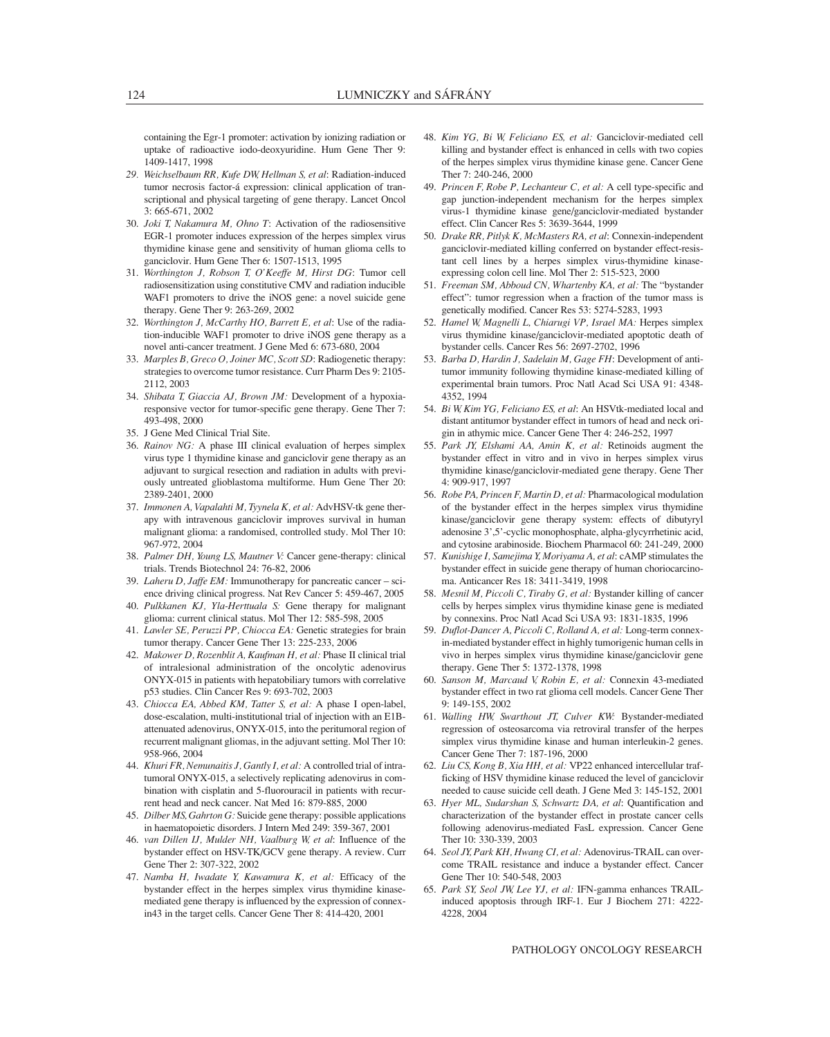containing the Egr-1 promoter: activation by ionizing radiation or uptake of radioactive iodo-deoxyuridine. Hum Gene Ther 9: 1409-1417, 1998

29. *Weichselbaum RR, Kufe DW, Hellman S, et al*: Radiation-induced tumor necrosis factor-á expression: clinical application of transcriptional and physical targeting of gene therapy. Lancet Oncol 3: 665-671, 2002
30. *Joki T, Nakamura M, Ohno T*: Activation of the radiosensitive EGR-1 promoter induces expression of the herpes simplex virus thymidine kinase gene and sensitivity of human glioma cells to ganciclovir. Hum Gene Ther 6: 1507-1513, 1995
31. *Worthington J, Robson T, O'Keeffe M, Hirst DG*: Tumor cell radiosensitization using constitutive CMV and radiation inducible WAF1 promoters to drive the iNOS gene: a novel suicide gene therapy. Gene Ther 9: 263-269, 2002
32. *Worthington J, McCarthy HO, Barrett E, et al*: Use of the radiation-inducible WAF1 promoter to drive iNOS gene therapy as a novel anti-cancer treatment. J Gene Med 6: 673-680, 2004
33. *Marples B, Greco O, Joiner MC, Scott SD*: Radiogenetic therapy: strategies to overcome tumor resistance. Curr Pharm Des 9: 2105-2112, 2003
34. *Shibata T, Giaccia AJ, Brown JM:* Development of a hypoxia-responsive vector for tumor-specific gene therapy. Gene Ther 7: 493-498, 2000
35. J Gene Med Clinical Trial Site.
36. *Rainov NG:* A phase III clinical evaluation of herpes simplex virus type 1 thymidine kinase and ganciclovir gene therapy as an adjuvant to surgical resection and radiation in adults with previously untreated glioblastoma multiforme. Hum Gene Ther 20: 2389-2401, 2000
37. *Immonen A, Vapalahti M, Tyynela K, et al:* AdvHSV-tk gene therapy with intravenous ganciclovir improves survival in human malignant glioma: a randomised, controlled study. Mol Ther 10: 967-972, 2004
38. *Palmer DH, Young LS, Mautner V:* Cancer gene-therapy: clinical trials. Trends Biotechnol 24: 76-82, 2006
39. *Laheru D, Jaffe EM:* Immunotherapy for pancreatic cancer – science driving clinical progress. Nat Rev Cancer 5: 459-467, 2005
40. *Pulkkanen KJ, Yla-Herttuala S:* Gene therapy for malignant glioma: current clinical status. Mol Ther 12: 585-598, 2005
41. *Lawler SE, Peruzzi PP, Chiocca EA:* Genetic strategies for brain tumor therapy. Cancer Gene Ther 13: 225-233, 2006
42. *Makower D, Rozenblit A, Kaufman H, et al:* Phase II clinical trial of intralesional administration of the oncolytic adenovirus ONYX-015 in patients with hepatobiliary tumors with correlative p53 studies. Clin Cancer Res 9: 693-702, 2003
43. *Chiocca EA, Abbed KM, Tatter S, et al:* A phase I open-label, dose-escalation, multi-institutional trial of injection with an E1B-attenuated adenovirus, ONYX-015, into the peritumoral region of recurrent malignant gliomas, in the adjuvant setting. Mol Ther 10: 958-966, 2004
44. *Khuri FR, Nemunaitis J, Gantly I, et al:* A controlled trial of intratumoral ONYX-015, a selectively replicating adenovirus in combination with cisplatin and 5-fluorouracil in patients with recurrent head and neck cancer. Nat Med 16: 879-885, 2000
45. *Dilber MS, Gahrton G:* Suicide gene therapy: possible applications in haematopoietic disorders. J Intern Med 249: 359-367, 2001
46. *van Dillen IJ, Mulder NH, Vaalburg W, et al*: Influence of the bystander effect on HSV-TK/GCV gene therapy. A review. Curr Gene Ther 2: 307-322, 2002
47. *Namba H, Iwadate Y, Kawamura K, et al:* Efficacy of the bystander effect in the herpes simplex virus thymidine kinase-mediated gene therapy is influenced by the expression of connexin43 in the target cells. Cancer Gene Ther 8: 414-420, 2001
48. *Kim YG, Bi W, Feliciano ES, et al*: Ganciclovir-mediated cell killing and bystander effect is enhanced in cells with two copies of the herpes simplex virus thymidine kinase gene. Cancer Gene Ther 7: 240-246, 2000
49. *Princen F, Robe P, Lechanteur C, et al:* A cell type-specific and gap junction-independent mechanism for the herpes simplex virus-1 thymidine kinase gene/ganciclovir-mediated bystander effect. Clin Cancer Res 5: 3639-3644, 1999
50. *Drake RR, Pitlyk K, McMasters RA, et al*: Connexin-independent ganciclovir-mediated killing conferred on bystander effect-resistant cell lines by a herpes simplex virus-thymidine kinase-expressing colon cell line. Mol Ther 2: 515-523, 2000
51. *Freeman SM, Abboud CN, Whartenby KA, et al:* The "bystander effect": tumor regression when a fraction of the tumor mass is genetically modified. Cancer Res 53: 5274-5283, 1993
52. *Hamel W, Magnelli L, Chiarugi VP, Israel MA:* Herpes simplex virus thymidine kinase/ganciclovir-mediated apoptotic death of bystander cells. Cancer Res 56: 2697-2702, 1996
53. *Barba D, Hardin J, Sadelain M, Gage FH*: Development of antitumor immunity following thymidine kinase-mediated killing of experimental brain tumors. Proc Natl Acad Sci USA 91: 4348-4352, 1994
54. *Bi W, Kim YG, Feliciano ES, et al*: An HSVtk-mediated local and distant antitumor bystander effect in tumors of head and neck origin in athymic mice. Cancer Gene Ther 4: 246-252, 1997
55. *Park JY, Elshami AA, Amin K, et al:* Retinoids augment the bystander effect in vitro and in vivo in herpes simplex virus thymidine kinase/ganciclovir-mediated gene therapy. Gene Ther 4: 909-917, 1997
56. *Robe PA, Princen F, Martin D, et al:* Pharmacological modulation of the bystander effect in the herpes simplex virus thymidine kinase/ganciclovir gene therapy system: effects of dibutyryl adenosine 3',5'-cyclic monophosphate, alpha-glycyrrhetinic acid, and cytosine arabinoside. Biochem Pharmacol 60: 241-249, 2000
57. *Kunishige I, Samejima Y, Moriyama A, et al*: cAMP stimulates the bystander effect in suicide gene therapy of human choriocarcinoma. Anticancer Res 18: 3411-3419, 1998
58. *Mesnil M, Piccoli C, Tiraby G, et al:* Bystander killing of cancer cells by herpes simplex virus thymidine kinase gene is mediated by connexins. Proc Natl Acad Sci USA 93: 1831-1835, 1996
59. *Duflot-Dancer A, Piccoli C, Rolland A, et al:* Long-term connexin-mediated bystander effect in highly tumorigenic human cells in vivo in herpes simplex virus thymidine kinase/ganciclovir gene therapy. Gene Ther 5: 1372-1378, 1998
60. *Sanson M, Marcaud V, Robin E, et al:* Connexin 43-mediated bystander effect in two rat glioma cell models. Cancer Gene Ther 9: 149-155, 2002
61. *Walling HW, Swarthout JT, Culver KW:* Bystander-mediated regression of osteosarcoma via retroviral transfer of the herpes simplex virus thymidine kinase and human interleukin-2 genes. Cancer Gene Ther 7: 187-196, 2000
62. *Liu CS, Kong B, Xia HH, et al:* VP22 enhanced intercellular trafficking of HSV thymidine kinase reduced the level of ganciclovir needed to cause suicide cell death. J Gene Med 3: 145-152, 2001
63. *Hyer ML, Sudarshan S, Schwartz DA, et al*: Quantification and characterization of the bystander effect in prostate cancer cells following adenovirus-mediated FasL expression. Cancer Gene Ther 10: 330-339, 2003
64. *Seol JY, Park KH, Hwang CI, et al:* Adenovirus-TRAIL can overcome TRAIL resistance and induce a bystander effect. Cancer Gene Ther 10: 540-548, 2003
65. *Park SY, Seol JW, Lee YJ, et al:* IFN-gamma enhances TRAIL-induced apoptosis through IRF-1. Eur J Biochem 271: 4222-4228, 2004